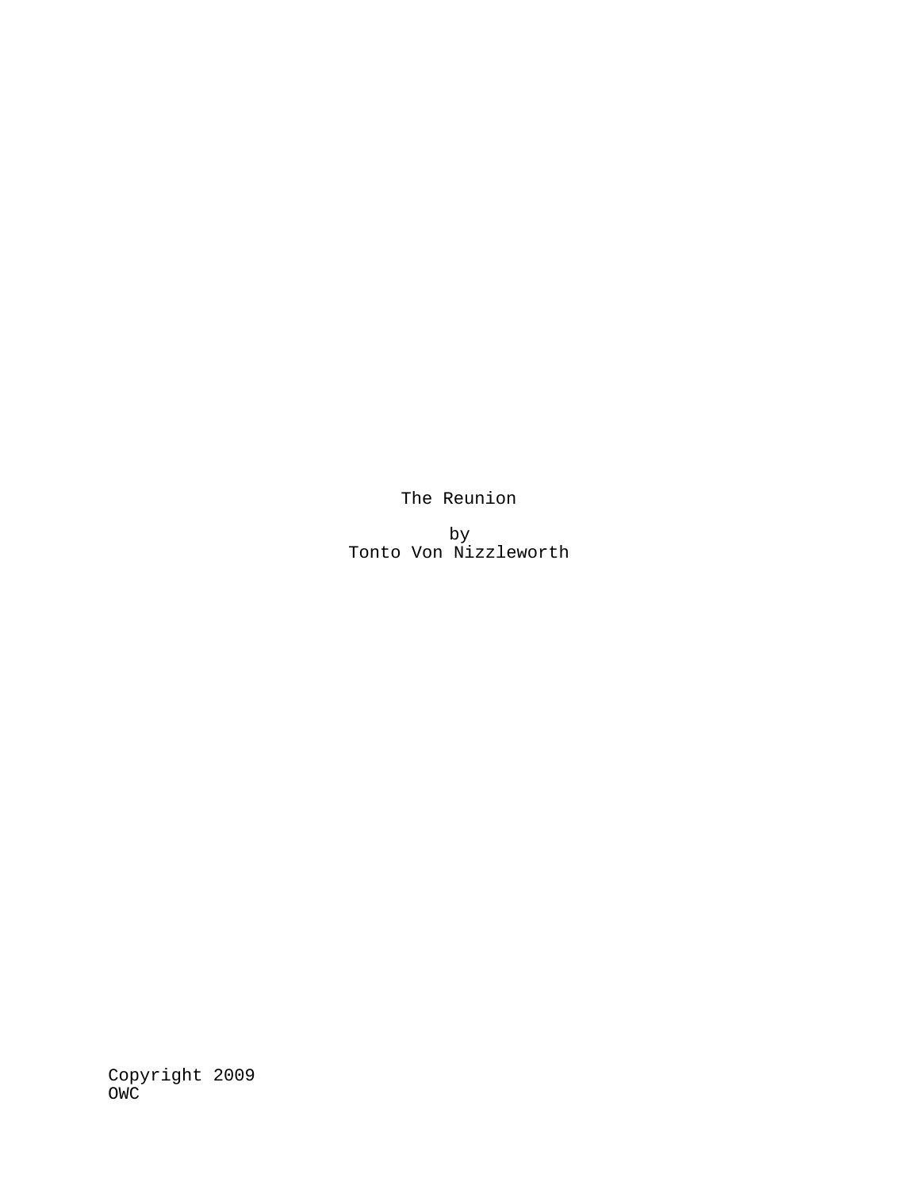# The Reunion

by
Tonto Von Nizzleworth

Copyright 2009
OWC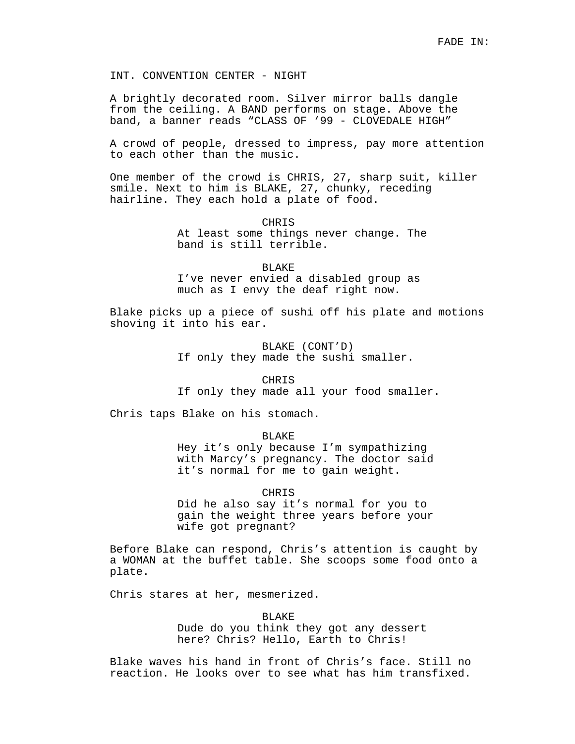FADE IN:

INT. CONVENTION CENTER - NIGHT

A brightly decorated room. Silver mirror balls dangle from the ceiling. A BAND performs on stage. Above the band, a banner reads “CLASS OF ‘99 - CLOVEDALE HIGH”

A crowd of people, dressed to impress, pay more attention to each other than the music.

One member of the crowd is CHRIS, 27, sharp suit, killer smile. Next to him is BLAKE, 27, chunky, receding hairline. They each hold a plate of food.

CHRIS
At least some things never change. The band is still terrible.

BLAKE
I’ve never envied a disabled group as much as I envy the deaf right now.

Blake picks up a piece of sushi off his plate and motions shoving it into his ear.

BLAKE (CONT’D)
If only they made the sushi smaller.

CHRIS
If only they made all your food smaller.

Chris taps Blake on his stomach.

BLAKE
Hey it’s only because I’m sympathizing with Marcy’s pregnancy. The doctor said it’s normal for me to gain weight.

CHRIS
Did he also say it’s normal for you to gain the weight three years before your wife got pregnant?

Before Blake can respond, Chris’s attention is caught by a WOMAN at the buffet table. She scoops some food onto a plate.

Chris stares at her, mesmerized.

BLAKE
Dude do you think they got any dessert here? Chris? Hello, Earth to Chris!

Blake waves his hand in front of Chris’s face. Still no reaction. He looks over to see what has him transfixed.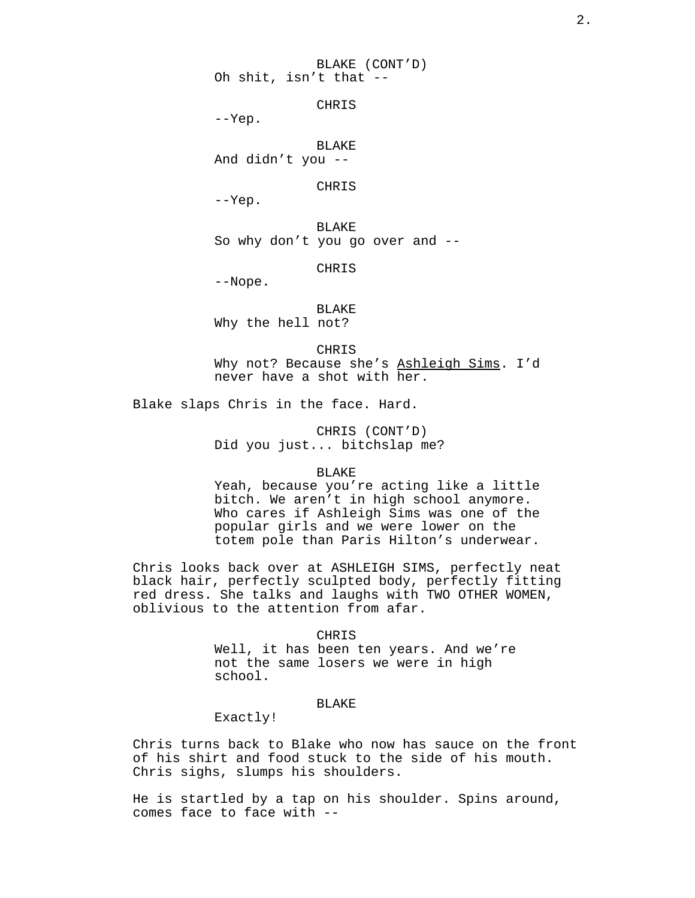BLAKE (CONT'D)
Oh shit, isn't that --

CHRIS
--Yep.

BLAKE
And didn't you --

CHRIS
--Yep.

BLAKE
So why don't you go over and --

CHRIS
--Nope.

BLAKE
Why the hell not?

CHRIS
Why not? Because she's <u>Ashleigh Sims</u>. I'd never have a shot with her.

Blake slaps Chris in the face. Hard.

CHRIS (CONT'D)
Did you just... bitchslap me?

BLAKE
Yeah, because you're acting like a little bitch. We aren't in high school anymore. Who cares if Ashleigh Sims was one of the popular girls and we were lower on the totem pole than Paris Hilton's underwear.

Chris looks back over at ASHLEIGH SIMS, perfectly neat black hair, perfectly sculpted body, perfectly fitting red dress. She talks and laughs with TWO OTHER WOMEN, oblivious to the attention from afar.

CHRIS
Well, it has been ten years. And we're not the same losers we were in high school.

BLAKE
Exactly!

Chris turns back to Blake who now has sauce on the front of his shirt and food stuck to the side of his mouth. Chris sighs, slumps his shoulders.

He is startled by a tap on his shoulder. Spins around, comes face to face with --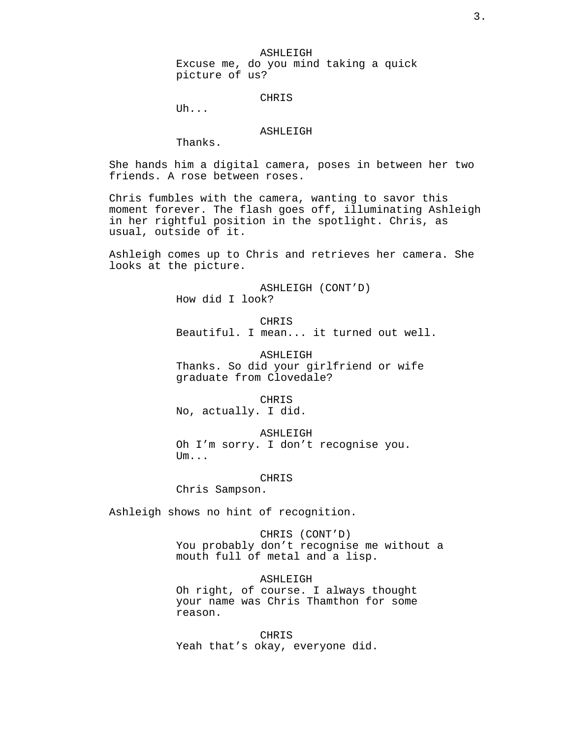ASHLEIGH
Excuse me, do you mind taking a quick picture of us?

CHRIS
Uh...

ASHLEIGH
Thanks.

She hands him a digital camera, poses in between her two friends. A rose between roses.

Chris fumbles with the camera, wanting to savor this moment forever. The flash goes off, illuminating Ashleigh in her rightful position in the spotlight. Chris, as usual, outside of it.

Ashleigh comes up to Chris and retrieves her camera. She looks at the picture.

ASHLEIGH (CONT'D)
How did I look?

CHRIS
Beautiful. I mean... it turned out well.

ASHLEIGH
Thanks. So did your girlfriend or wife graduate from Clovedale?

CHRIS
No, actually. I did.

ASHLEIGH
Oh I'm sorry. I don't recognise you. Um...

CHRIS
Chris Sampson.

Ashleigh shows no hint of recognition.

CHRIS (CONT'D)
You probably don't recognise me without a mouth full of metal and a lisp.

ASHLEIGH
Oh right, of course. I always thought your name was Chris Thamthon for some reason.

CHRIS
Yeah that's okay, everyone did.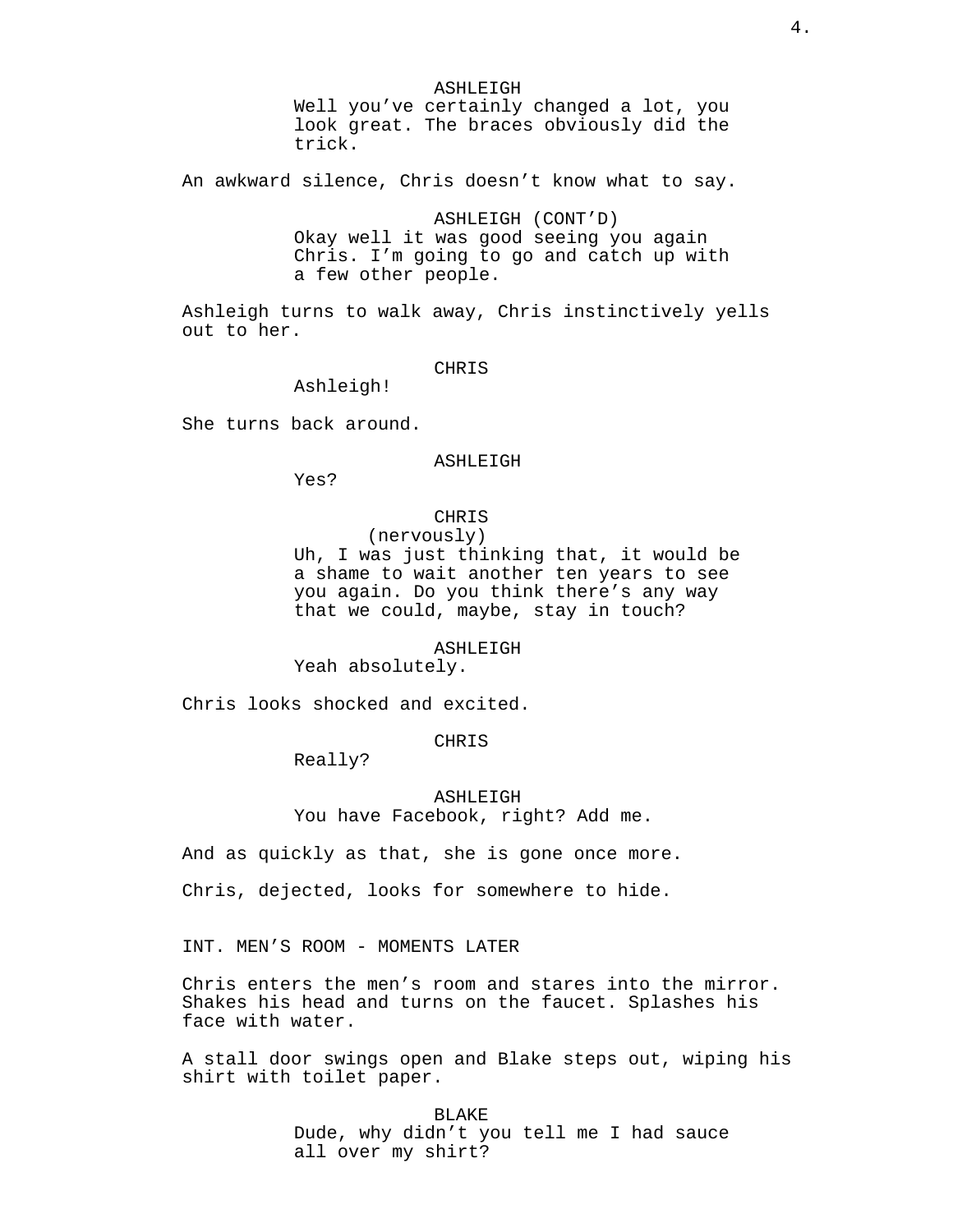ASHLEIGH
Well you've certainly changed a lot, you look great. The braces obviously did the trick.

An awkward silence, Chris doesn't know what to say.

ASHLEIGH (CONT'D)
Okay well it was good seeing you again Chris. I'm going to go and catch up with a few other people.

Ashleigh turns to walk away, Chris instinctively yells out to her.

CHRIS
Ashleigh!

She turns back around.

ASHLEIGH
Yes?

CHRIS
(nervously)
Uh, I was just thinking that, it would be a shame to wait another ten years to see you again. Do you think there's any way that we could, maybe, stay in touch?

ASHLEIGH
Yeah absolutely.

Chris looks shocked and excited.

CHRIS
Really?

ASHLEIGH
You have Facebook, right? Add me.

And as quickly as that, she is gone once more.

Chris, dejected, looks for somewhere to hide.

INT. MEN'S ROOM - MOMENTS LATER

Chris enters the men's room and stares into the mirror. Shakes his head and turns on the faucet. Splashes his face with water.

A stall door swings open and Blake steps out, wiping his shirt with toilet paper.

BLAKE
Dude, why didn't you tell me I had sauce all over my shirt?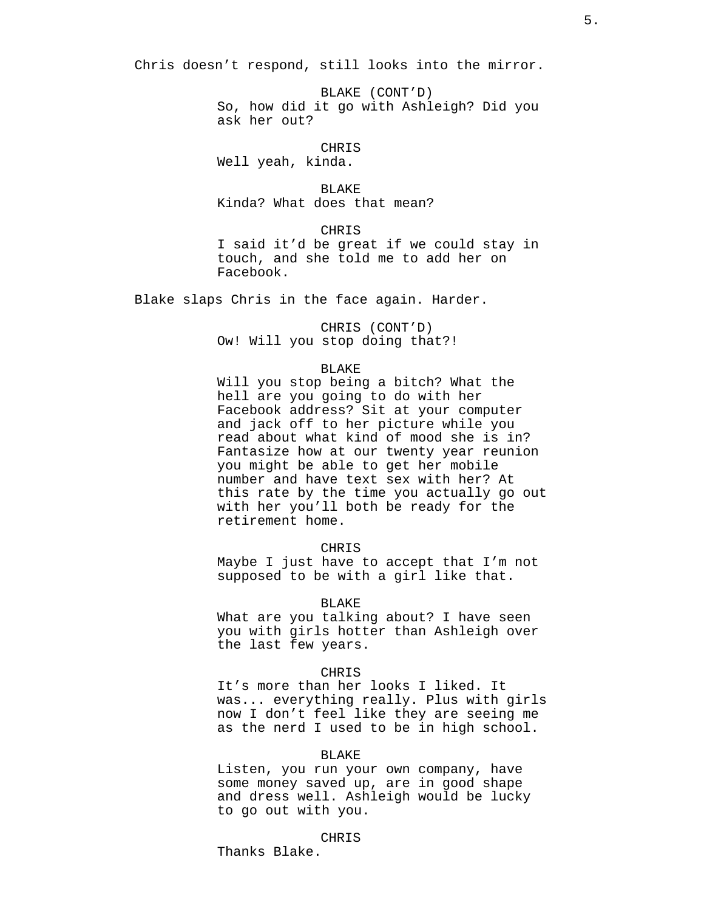Chris doesn’t respond, still looks into the mirror.

BLAKE (CONT’D)
So, how did it go with Ashleigh? Did you ask her out?

CHRIS
Well yeah, kinda.

BLAKE
Kinda? What does that mean?

CHRIS
I said it’d be great if we could stay in touch, and she told me to add her on Facebook.

Blake slaps Chris in the face again. Harder.

CHRIS (CONT’D)
Ow! Will you stop doing that?!

BLAKE
Will you stop being a bitch? What the hell are you going to do with her Facebook address? Sit at your computer and jack off to her picture while you read about what kind of mood she is in? Fantasize how at our twenty year reunion you might be able to get her mobile number and have text sex with her? At this rate by the time you actually go out with her you’ll both be ready for the retirement home.

CHRIS
Maybe I just have to accept that I’m not supposed to be with a girl like that.

BLAKE
What are you talking about? I have seen you with girls hotter than Ashleigh over the last few years.

CHRIS
It’s more than her looks I liked. It was... everything really. Plus with girls now I don’t feel like they are seeing me as the nerd I used to be in high school.

BLAKE
Listen, you run your own company, have some money saved up, are in good shape and dress well. Ashleigh would be lucky to go out with you.

CHRIS
Thanks Blake.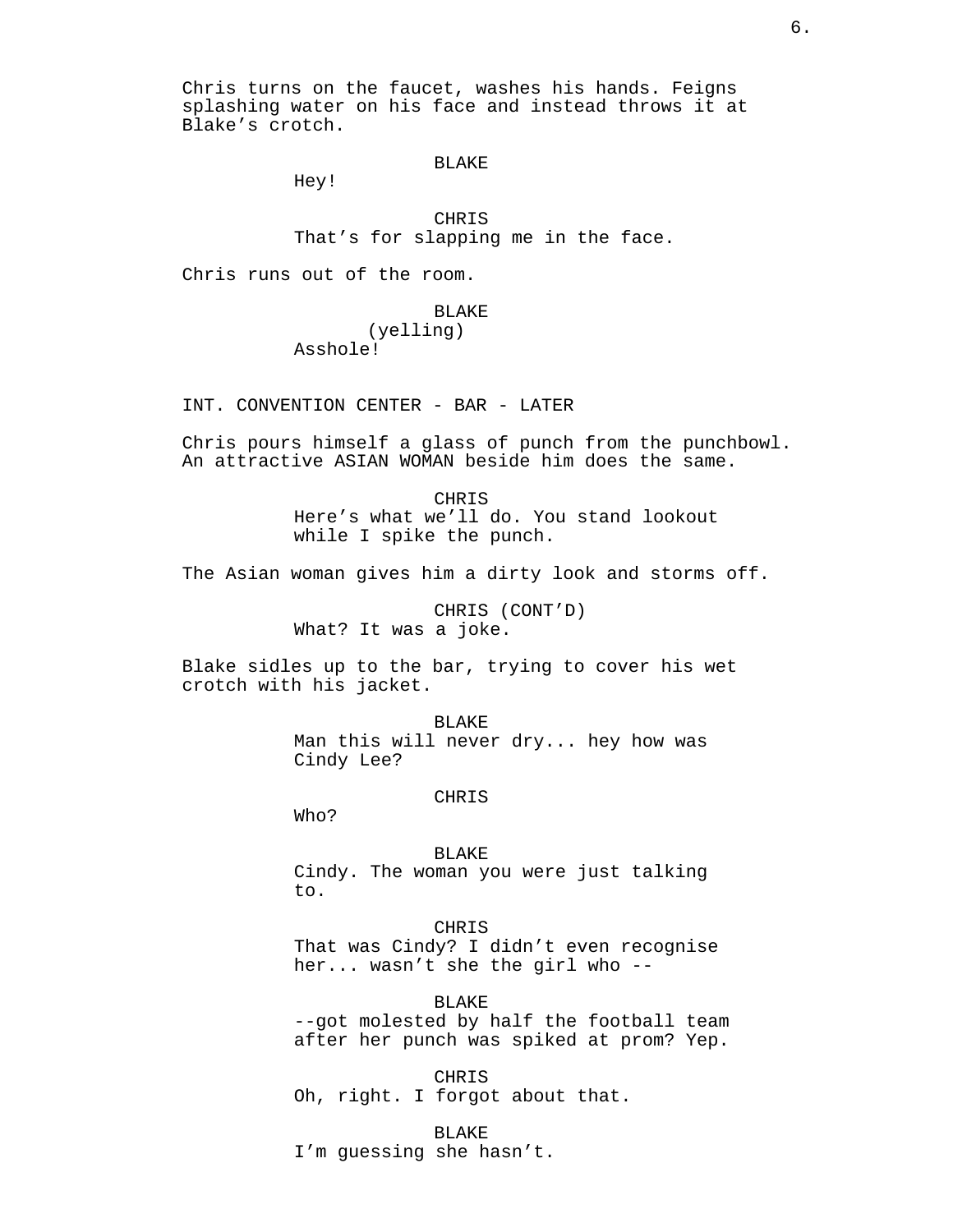Chris turns on the faucet, washes his hands. Feigns splashing water on his face and instead throws it at Blake's crotch.

BLAKE
Hey!

CHRIS
That's for slapping me in the face.

Chris runs out of the room.

BLAKE
(yelling)
Asshole!

INT. CONVENTION CENTER - BAR - LATER

Chris pours himself a glass of punch from the punchbowl. An attractive ASIAN WOMAN beside him does the same.

CHRIS
Here's what we'll do. You stand lookout while I spike the punch.

The Asian woman gives him a dirty look and storms off.

CHRIS (CONT'D)
What? It was a joke.

Blake sidles up to the bar, trying to cover his wet crotch with his jacket.

BLAKE
Man this will never dry... hey how was Cindy Lee?

CHRIS
Who?

BLAKE
Cindy. The woman you were just talking to.

CHRIS
That was Cindy? I didn't even recognise her... wasn't she the girl who --

BLAKE
--got molested by half the football team after her punch was spiked at prom? Yep.

CHRIS
Oh, right. I forgot about that.

BLAKE
I'm guessing she hasn't.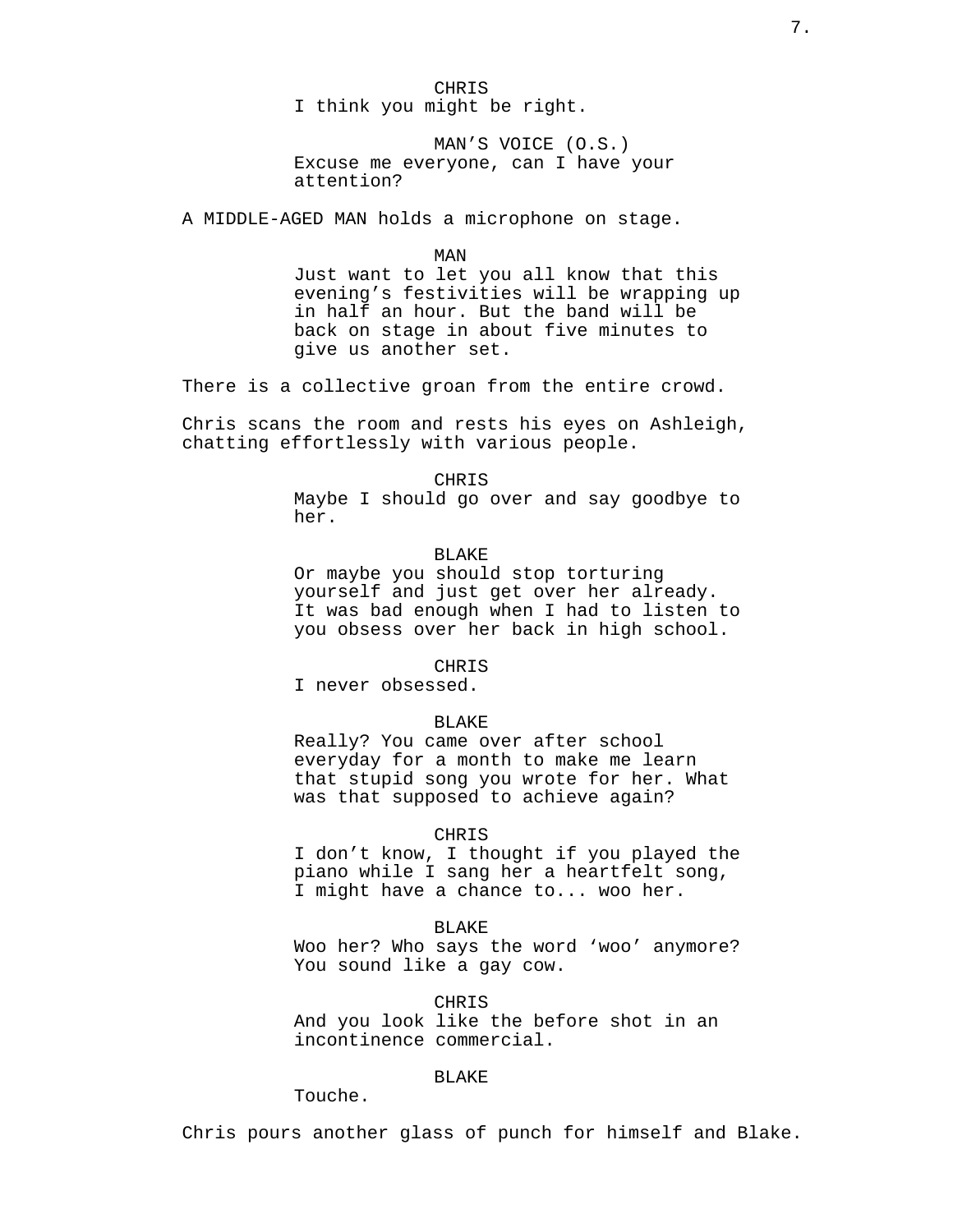CHRIS
I think you might be right.

MAN'S VOICE (O.S.)
Excuse me everyone, can I have your attention?

A MIDDLE-AGED MAN holds a microphone on stage.

MAN
Just want to let you all know that this evening's festivities will be wrapping up in half an hour. But the band will be back on stage in about five minutes to give us another set.

There is a collective groan from the entire crowd.

Chris scans the room and rests his eyes on Ashleigh, chatting effortlessly with various people.

CHRIS
Maybe I should go over and say goodbye to her.

BLAKE
Or maybe you should stop torturing yourself and just get over her already. It was bad enough when I had to listen to you obsess over her back in high school.

CHRIS
I never obsessed.

BLAKE
Really? You came over after school everyday for a month to make me learn that stupid song you wrote for her. What was that supposed to achieve again?

CHRIS
I don't know, I thought if you played the piano while I sang her a heartfelt song, I might have a chance to... woo her.

BLAKE
Woo her? Who says the word 'woo' anymore? You sound like a gay cow.

CHRIS
And you look like the before shot in an incontinence commercial.

BLAKE
Touche.

Chris pours another glass of punch for himself and Blake.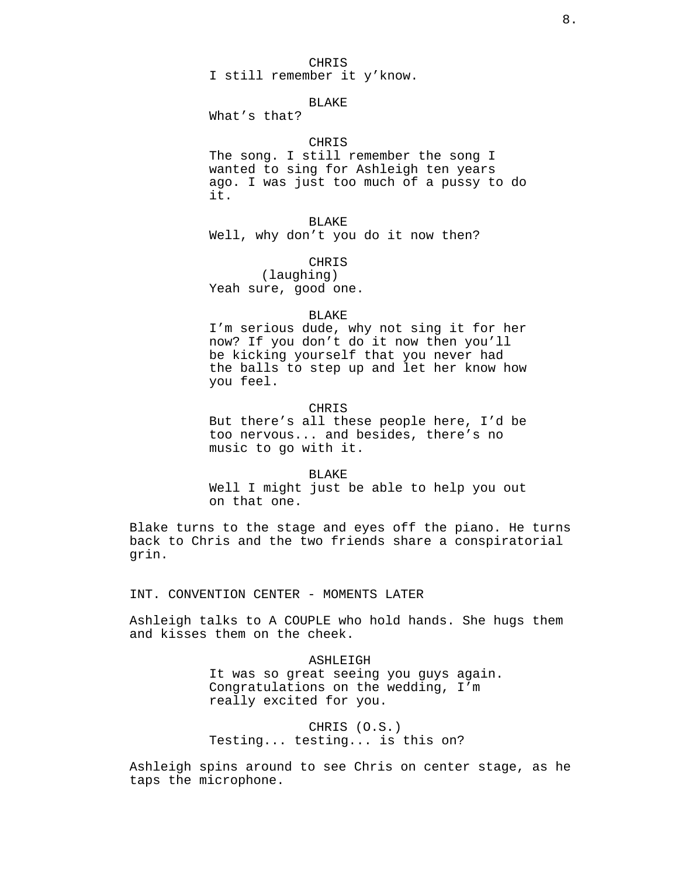CHRIS
I still remember it y'know.

BLAKE
What's that?

CHRIS
The song. I still remember the song I wanted to sing for Ashleigh ten years ago. I was just too much of a pussy to do it.

BLAKE
Well, why don't you do it now then?

CHRIS
(laughing)
Yeah sure, good one.

BLAKE
I'm serious dude, why not sing it for her now? If you don't do it now then you'll be kicking yourself that you never had the balls to step up and let her know how you feel.

CHRIS
But there's all these people here, I'd be too nervous... and besides, there's no music to go with it.

BLAKE
Well I might just be able to help you out on that one.

Blake turns to the stage and eyes off the piano. He turns back to Chris and the two friends share a conspiratorial grin.

INT. CONVENTION CENTER - MOMENTS LATER

Ashleigh talks to A COUPLE who hold hands. She hugs them and kisses them on the cheek.

ASHLEIGH
It was so great seeing you guys again. Congratulations on the wedding, I'm really excited for you.

CHRIS (O.S.)
Testing... testing... is this on?

Ashleigh spins around to see Chris on center stage, as he taps the microphone.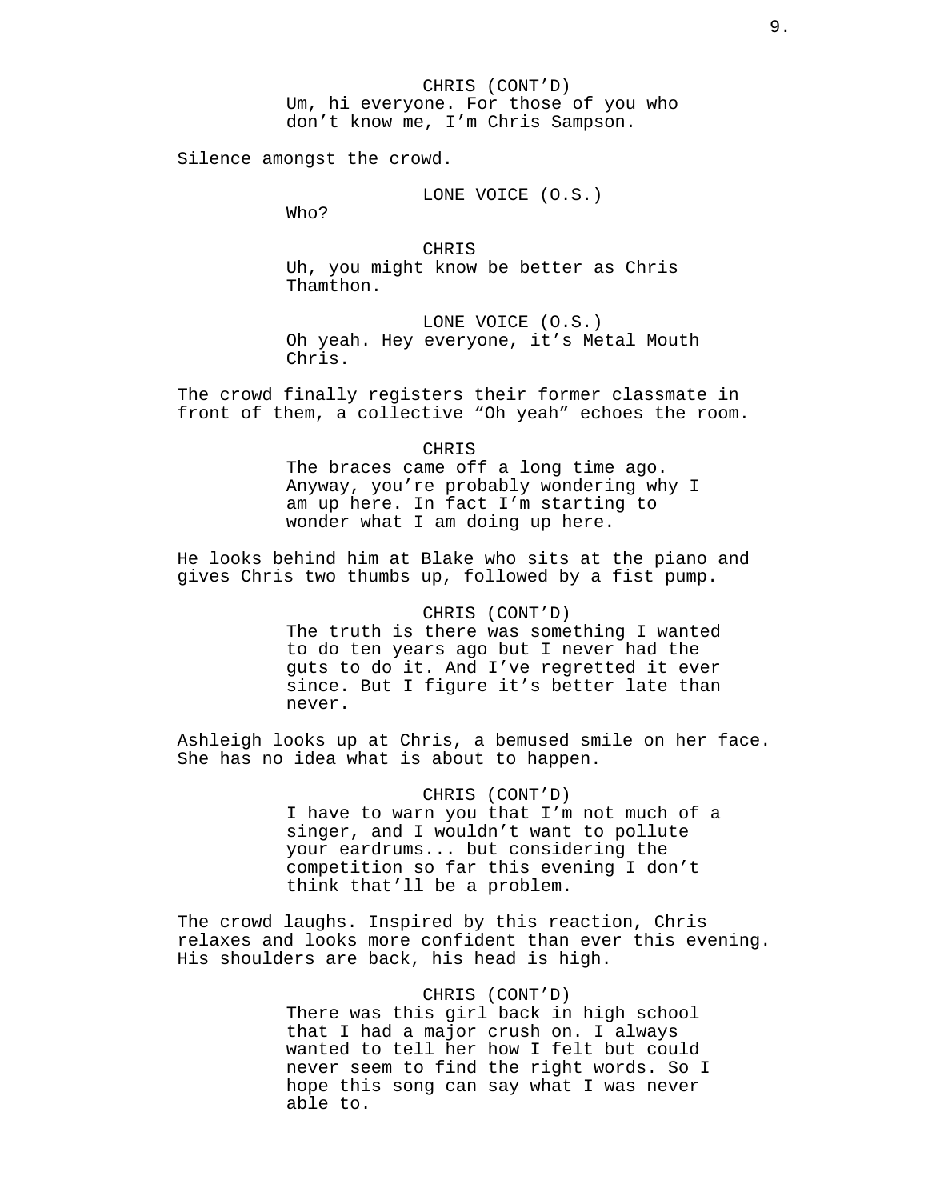CHRIS (CONT'D)
Um, hi everyone. For those of you who don't know me, I'm Chris Sampson.

Silence amongst the crowd.

LONE VOICE (O.S.)
Who?

CHRIS
Uh, you might know be better as Chris Thamthon.

LONE VOICE (O.S.)
Oh yeah. Hey everyone, it's Metal Mouth Chris.

The crowd finally registers their former classmate in front of them, a collective "Oh yeah" echoes the room.

CHRIS
The braces came off a long time ago. Anyway, you're probably wondering why I am up here. In fact I'm starting to wonder what I am doing up here.

He looks behind him at Blake who sits at the piano and gives Chris two thumbs up, followed by a fist pump.

CHRIS (CONT'D)
The truth is there was something I wanted to do ten years ago but I never had the guts to do it. And I've regretted it ever since. But I figure it's better late than never.

Ashleigh looks up at Chris, a bemused smile on her face. She has no idea what is about to happen.

CHRIS (CONT'D)
I have to warn you that I'm not much of a singer, and I wouldn't want to pollute your eardrums... but considering the competition so far this evening I don't think that'll be a problem.

The crowd laughs. Inspired by this reaction, Chris relaxes and looks more confident than ever this evening. His shoulders are back, his head is high.

CHRIS (CONT'D)
There was this girl back in high school that I had a major crush on. I always wanted to tell her how I felt but could never seem to find the right words. So I hope this song can say what I was never able to.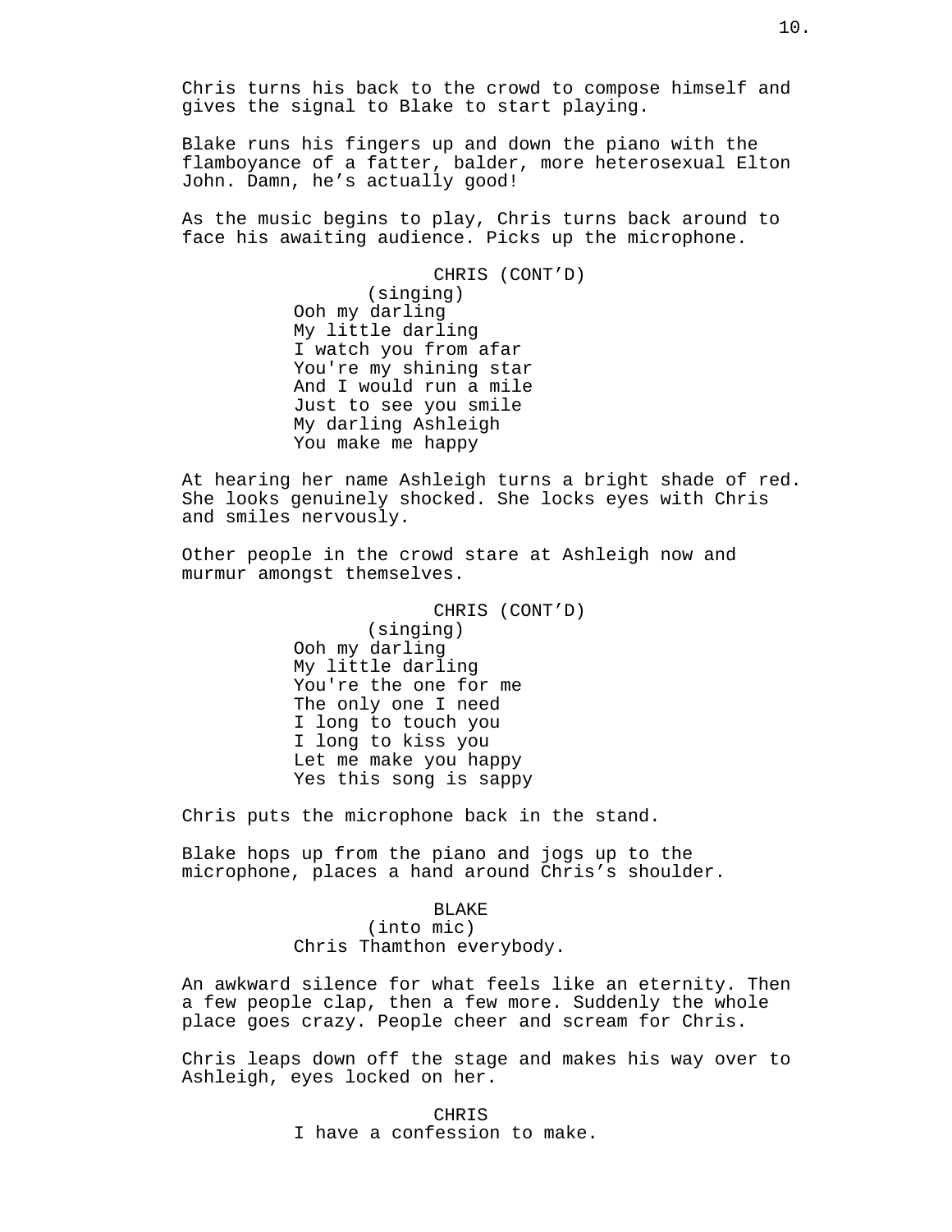Chris turns his back to the crowd to compose himself and gives the signal to Blake to start playing.

Blake runs his fingers up and down the piano with the flamboyance of a fatter, balder, more heterosexual Elton John. Damn, he's actually good!

As the music begins to play, Chris turns back around to face his awaiting audience. Picks up the microphone.

CHRIS (CONT'D)
(singing)
Ooh my darling
My little darling
I watch you from afar
You're my shining star
And I would run a mile
Just to see you smile
My darling Ashleigh
You make me happy

At hearing her name Ashleigh turns a bright shade of red. She looks genuinely shocked. She locks eyes with Chris and smiles nervously.

Other people in the crowd stare at Ashleigh now and murmur amongst themselves.

CHRIS (CONT'D)
(singing)
Ooh my darling
My little darling
You're the one for me
The only one I need
I long to touch you
I long to kiss you
Let me make you happy
Yes this song is sappy

Chris puts the microphone back in the stand.

Blake hops up from the piano and jogs up to the microphone, places a hand around Chris's shoulder.

BLAKE
(into mic)
Chris Thamthon everybody.

An awkward silence for what feels like an eternity. Then a few people clap, then a few more. Suddenly the whole place goes crazy. People cheer and scream for Chris.

Chris leaps down off the stage and makes his way over to Ashleigh, eyes locked on her.

CHRIS
I have a confession to make.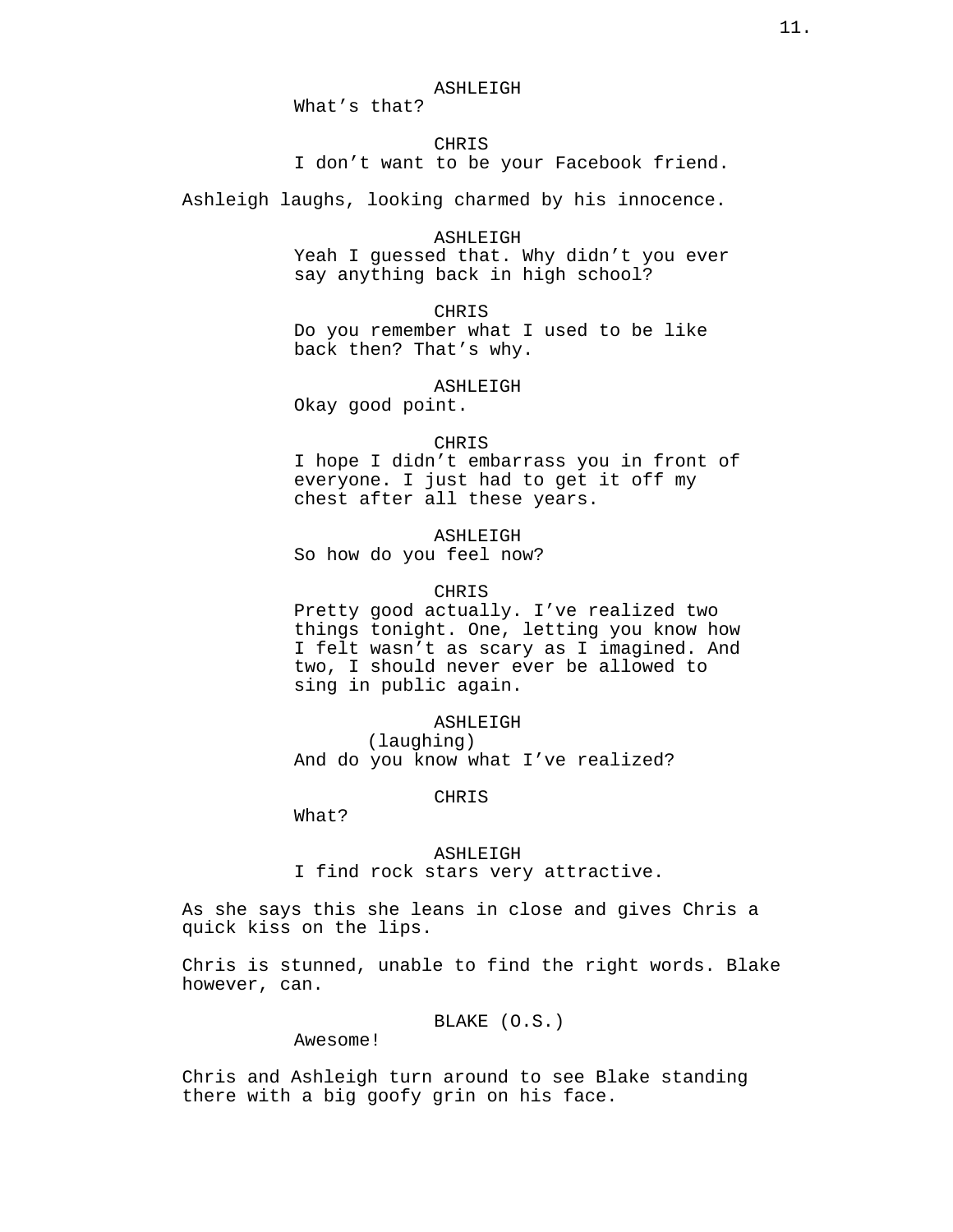ASHLEIGH
What's that?

CHRIS
I don't want to be your Facebook friend.

Ashleigh laughs, looking charmed by his innocence.

ASHLEIGH
Yeah I guessed that. Why didn't you ever say anything back in high school?

CHRIS
Do you remember what I used to be like back then? That's why.

ASHLEIGH
Okay good point.

CHRIS
I hope I didn't embarrass you in front of everyone. I just had to get it off my chest after all these years.

ASHLEIGH
So how do you feel now?

CHRIS
Pretty good actually. I've realized two things tonight. One, letting you know how I felt wasn't as scary as I imagined. And two, I should never ever be allowed to sing in public again.

ASHLEIGH
(laughing)
And do you know what I've realized?

CHRIS
What?

ASHLEIGH
I find rock stars very attractive.

As she says this she leans in close and gives Chris a quick kiss on the lips.

Chris is stunned, unable to find the right words. Blake however, can.

BLAKE (O.S.)
Awesome!

Chris and Ashleigh turn around to see Blake standing there with a big goofy grin on his face.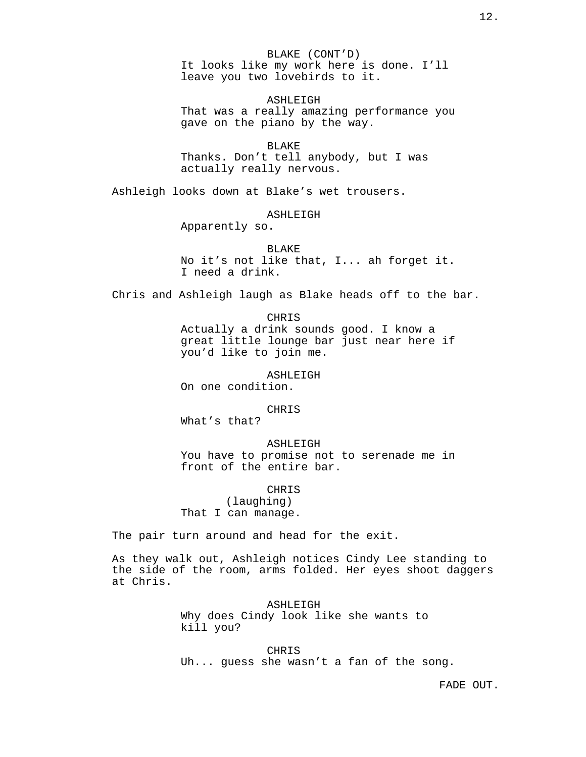BLAKE (CONT'D)
It looks like my work here is done. I'll leave you two lovebirds to it.

ASHLEIGH
That was a really amazing performance you gave on the piano by the way.

BLAKE
Thanks. Don't tell anybody, but I was actually really nervous.

Ashleigh looks down at Blake's wet trousers.

ASHLEIGH
Apparently so.

BLAKE
No it's not like that, I... ah forget it. I need a drink.

Chris and Ashleigh laugh as Blake heads off to the bar.

CHRIS
Actually a drink sounds good. I know a great little lounge bar just near here if you'd like to join me.

ASHLEIGH
On one condition.

CHRIS
What's that?

ASHLEIGH
You have to promise not to serenade me in front of the entire bar.

CHRIS
(laughing)
That I can manage.

The pair turn around and head for the exit.

As they walk out, Ashleigh notices Cindy Lee standing to the side of the room, arms folded. Her eyes shoot daggers at Chris.

ASHLEIGH
Why does Cindy look like she wants to kill you?

CHRIS
Uh... guess she wasn't a fan of the song.

FADE OUT.